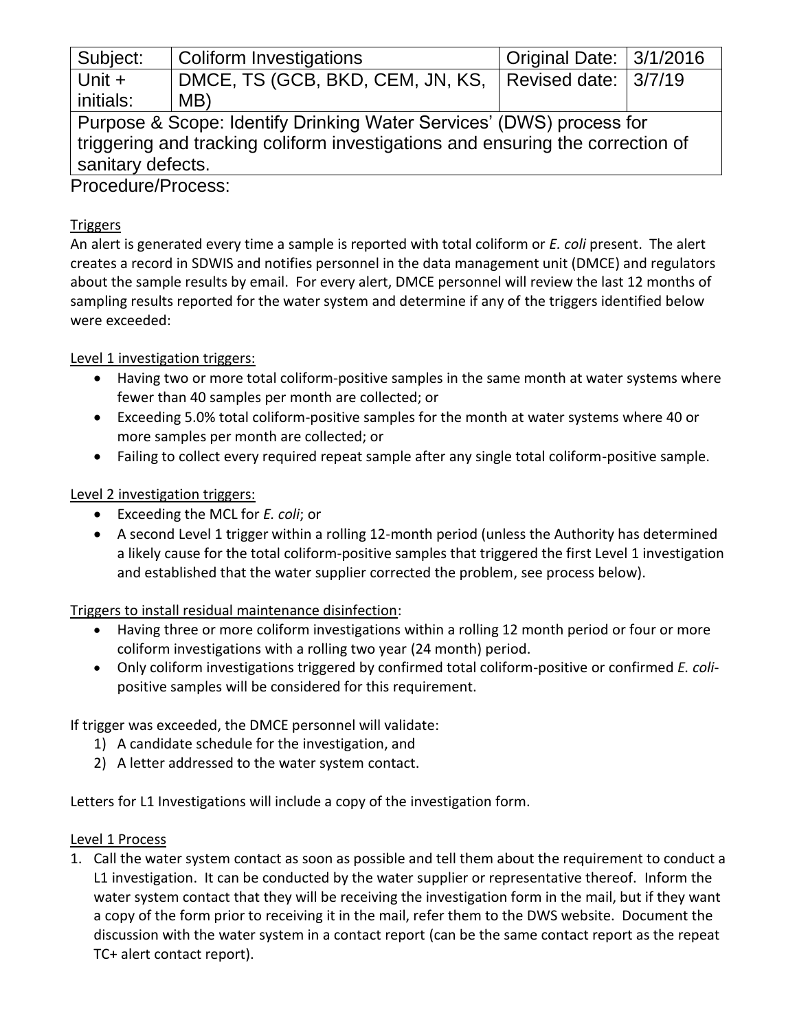| Subject: | Coliform Investigations | Original Date: | 3/1/2016 |
|---|---|---|---|
| Unit + initials: | DMCE, TS (GCB, BKD, CEM, JN, KS, MB) | Revised date: | 3/7/19 |
| Purpose & Scope: Identify Drinking Water Services' (DWS) process for triggering and tracking coliform investigations and ensuring the correction of sanitary defects. | | | |

Procedure/Process:

Triggers

An alert is generated every time a sample is reported with total coliform or *E. coli* present. The alert creates a record in SDWIS and notifies personnel in the data management unit (DMCE) and regulators about the sample results by email. For every alert, DMCE personnel will review the last 12 months of sampling results reported for the water system and determine if any of the triggers identified below were exceeded:

Level 1 investigation triggers:

- Having two or more total coliform-positive samples in the same month at water systems where fewer than 40 samples per month are collected; or
- Exceeding 5.0% total coliform-positive samples for the month at water systems where 40 or more samples per month are collected; or
- Failing to collect every required repeat sample after any single total coliform-positive sample.

Level 2 investigation triggers:

- Exceeding the MCL for *E. coli*; or
- A second Level 1 trigger within a rolling 12-month period (unless the Authority has determined a likely cause for the total coliform-positive samples that triggered the first Level 1 investigation and established that the water supplier corrected the problem, see process below).

Triggers to install residual maintenance disinfection:

- Having three or more coliform investigations within a rolling 12 month period or four or more coliform investigations with a rolling two year (24 month) period.
- Only coliform investigations triggered by confirmed total coliform-positive or confirmed *E. coli*-positive samples will be considered for this requirement.

If trigger was exceeded, the DMCE personnel will validate:

1) A candidate schedule for the investigation, and
2) A letter addressed to the water system contact.

Letters for L1 Investigations will include a copy of the investigation form.

Level 1 Process

1. Call the water system contact as soon as possible and tell them about the requirement to conduct a L1 investigation. It can be conducted by the water supplier or representative thereof. Inform the water system contact that they will be receiving the investigation form in the mail, but if they want a copy of the form prior to receiving it in the mail, refer them to the DWS website. Document the discussion with the water system in a contact report (can be the same contact report as the repeat TC+ alert contact report).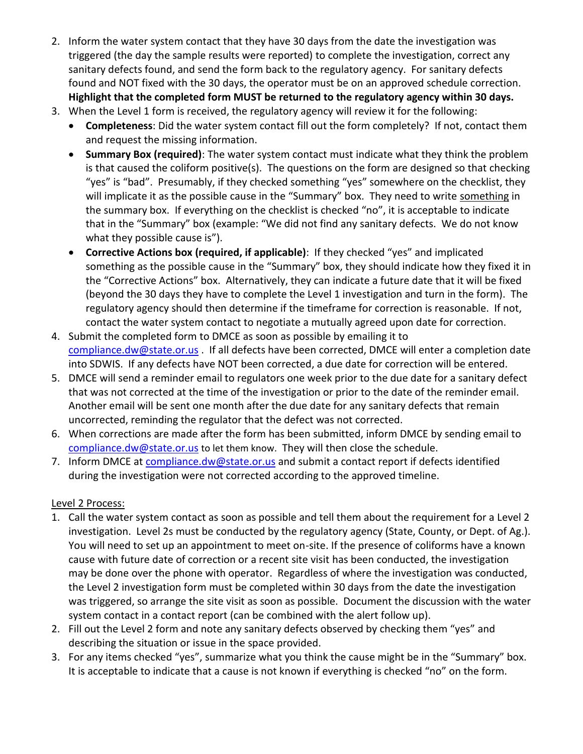2. Inform the water system contact that they have 30 days from the date the investigation was triggered (the day the sample results were reported) to complete the investigation, correct any sanitary defects found, and send the form back to the regulatory agency. For sanitary defects found and NOT fixed with the 30 days, the operator must be on an approved schedule correction. **Highlight that the completed form MUST be returned to the regulatory agency within 30 days.**
3. When the Level 1 form is received, the regulatory agency will review it for the following:
   - **Completeness**: Did the water system contact fill out the form completely? If not, contact them and request the missing information.
   - **Summary Box (required)**: The water system contact must indicate what they think the problem is that caused the coliform positive(s). The questions on the form are designed so that checking "yes" is "bad". Presumably, if they checked something "yes" somewhere on the checklist, they will implicate it as the possible cause in the "Summary" box. They need to write <u>something</u> in the summary box. If everything on the checklist is checked "no", it is acceptable to indicate that in the "Summary" box (example: "We did not find any sanitary defects. We do not know what they possible cause is").
   - **Corrective Actions box (required, if applicable)**: If they checked "yes" and implicated something as the possible cause in the "Summary" box, they should indicate how they fixed it in the "Corrective Actions" box. Alternatively, they can indicate a future date that it will be fixed (beyond the 30 days they have to complete the Level 1 investigation and turn in the form). The regulatory agency should then determine if the timeframe for correction is reasonable. If not, contact the water system contact to negotiate a mutually agreed upon date for correction.
4. Submit the completed form to DMCE as soon as possible by emailing it to compliance.dw@state.or.us . If all defects have been corrected, DMCE will enter a completion date into SDWIS. If any defects have NOT been corrected, a due date for correction will be entered.
5. DMCE will send a reminder email to regulators one week prior to the due date for a sanitary defect that was not corrected at the time of the investigation or prior to the date of the reminder email. Another email will be sent one month after the due date for any sanitary defects that remain uncorrected, reminding the regulator that the defect was not corrected.
6. When corrections are made after the form has been submitted, inform DMCE by sending email to compliance.dw@state.or.us to let them know. They will then close the schedule.
7. Inform DMCE at compliance.dw@state.or.us and submit a contact report if defects identified during the investigation were not corrected according to the approved timeline.

<u>Level 2 Process:</u>

1. Call the water system contact as soon as possible and tell them about the requirement for a Level 2 investigation. Level 2s must be conducted by the regulatory agency (State, County, or Dept. of Ag.). You will need to set up an appointment to meet on-site. If the presence of coliforms have a known cause with future date of correction or a recent site visit has been conducted, the investigation may be done over the phone with operator. Regardless of where the investigation was conducted, the Level 2 investigation form must be completed within 30 days from the date the investigation was triggered, so arrange the site visit as soon as possible. Document the discussion with the water system contact in a contact report (can be combined with the alert follow up).
2. Fill out the Level 2 form and note any sanitary defects observed by checking them "yes" and describing the situation or issue in the space provided.
3. For any items checked "yes", summarize what you think the cause might be in the "Summary" box. It is acceptable to indicate that a cause is not known if everything is checked "no" on the form.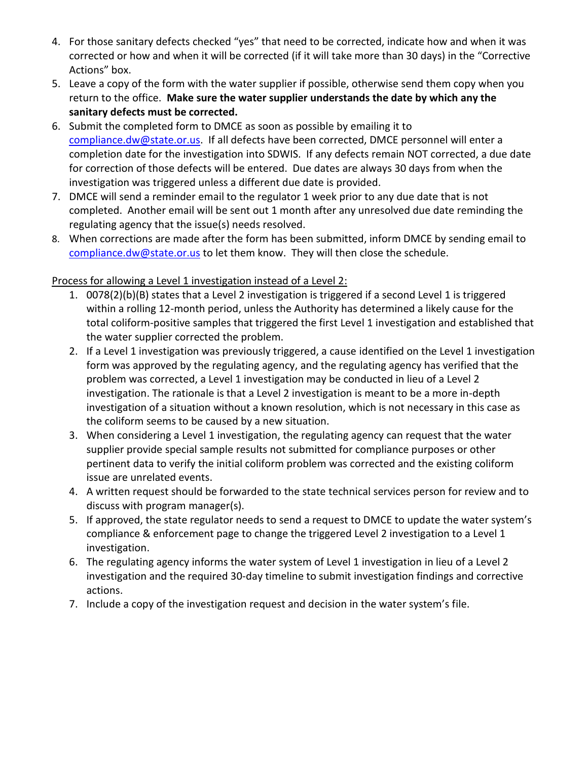4. For those sanitary defects checked "yes" that need to be corrected, indicate how and when it was corrected or how and when it will be corrected (if it will take more than 30 days) in the "Corrective Actions" box.
5. Leave a copy of the form with the water supplier if possible, otherwise send them copy when you return to the office. **Make sure the water supplier understands the date by which any the sanitary defects must be corrected.**
6. Submit the completed form to DMCE as soon as possible by emailing it to compliance.dw@state.or.us. If all defects have been corrected, DMCE personnel will enter a completion date for the investigation into SDWIS. If any defects remain NOT corrected, a due date for correction of those defects will be entered. Due dates are always 30 days from when the investigation was triggered unless a different due date is provided.
7. DMCE will send a reminder email to the regulator 1 week prior to any due date that is not completed. Another email will be sent out 1 month after any unresolved due date reminding the regulating agency that the issue(s) needs resolved.
8. When corrections are made after the form has been submitted, inform DMCE by sending email to compliance.dw@state.or.us to let them know. They will then close the schedule.

Process for allowing a Level 1 investigation instead of a Level 2:

1. 0078(2)(b)(B) states that a Level 2 investigation is triggered if a second Level 1 is triggered within a rolling 12-month period, unless the Authority has determined a likely cause for the total coliform-positive samples that triggered the first Level 1 investigation and established that the water supplier corrected the problem.
2. If a Level 1 investigation was previously triggered, a cause identified on the Level 1 investigation form was approved by the regulating agency, and the regulating agency has verified that the problem was corrected, a Level 1 investigation may be conducted in lieu of a Level 2 investigation. The rationale is that a Level 2 investigation is meant to be a more in-depth investigation of a situation without a known resolution, which is not necessary in this case as the coliform seems to be caused by a new situation.
3. When considering a Level 1 investigation, the regulating agency can request that the water supplier provide special sample results not submitted for compliance purposes or other pertinent data to verify the initial coliform problem was corrected and the existing coliform issue are unrelated events.
4. A written request should be forwarded to the state technical services person for review and to discuss with program manager(s).
5. If approved, the state regulator needs to send a request to DMCE to update the water system's compliance & enforcement page to change the triggered Level 2 investigation to a Level 1 investigation.
6. The regulating agency informs the water system of Level 1 investigation in lieu of a Level 2 investigation and the required 30-day timeline to submit investigation findings and corrective actions.
7. Include a copy of the investigation request and decision in the water system's file.